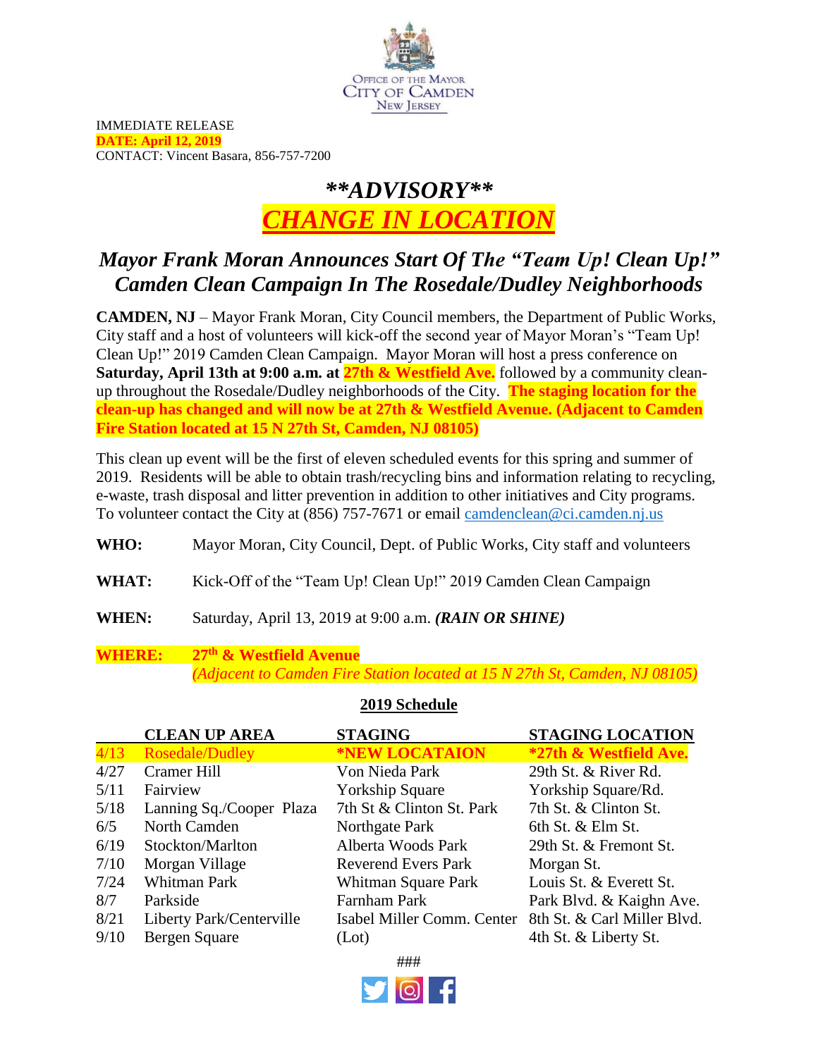OFFICE OF THE MAYOR
CITY OF CAMDEN
NEW JERSEY

IMMEDIATE RELEASE
**DATE: April 12, 2019**
CONTACT: Vincent Basara, 856-757-7200

# ***\*\*ADVISORY\*\****

# ***CHANGE IN LOCATION***

## *Mayor Frank Moran Announces Start Of The "Team Up! Clean Up!" Camden Clean Campaign In The Rosedale/Dudley Neighborhoods*

**CAMDEN, NJ** – Mayor Frank Moran, City Council members, the Department of Public Works, City staff and a host of volunteers will kick-off the second year of Mayor Moran's "Team Up! Clean Up!" 2019 Camden Clean Campaign. Mayor Moran will host a press conference on **Saturday, April 13th at 9:00 a.m. at 27th & Westfield Ave.** followed by a community clean-up throughout the Rosedale/Dudley neighborhoods of the City. **The staging location for the clean-up has changed and will now be at 27th & Westfield Avenue. (Adjacent to Camden Fire Station located at 15 N 27th St, Camden, NJ 08105)**

This clean up event will be the first of eleven scheduled events for this spring and summer of 2019. Residents will be able to obtain trash/recycling bins and information relating to recycling, e-waste, trash disposal and litter prevention in addition to other initiatives and City programs. To volunteer contact the City at (856) 757-7671 or email camdenclean@ci.camden.nj.us

**WHO:** Mayor Moran, City Council, Dept. of Public Works, City staff and volunteers

**WHAT:** Kick-Off of the "Team Up! Clean Up!" 2019 Camden Clean Campaign

**WHEN:** Saturday, April 13, 2019 at 9:00 a.m. ***(RAIN OR SHINE)***

**WHERE:** **27th & Westfield Avenue**
*(Adjacent to Camden Fire Station located at 15 N 27th St, Camden, NJ 08105)*

**2019 Schedule**

| | CLEAN UP AREA | STAGING | STAGING LOCATION |
|---|---|---|---|
| 4/13 | Rosedale/Dudley | **\*NEW LOCATAION** | **\*27th & Westfield Ave.** |
| 4/27 | Cramer Hill | Von Nieda Park | 29th St. & River Rd. |
| 5/11 | Fairview | Yorkship Square | Yorkship Square/Rd. |
| 5/18 | Lanning Sq./Cooper Plaza | 7th St & Clinton St. Park | 7th St. & Clinton St. |
| 6/5 | North Camden | Northgate Park | 6th St. & Elm St. |
| 6/19 | Stockton/Marlton | Alberta Woods Park | 29th St. & Fremont St. |
| 7/10 | Morgan Village | Reverend Evers Park | Morgan St. |
| 7/24 | Whitman Park | Whitman Square Park | Louis St. & Everett St. |
| 8/7 | Parkside | Farnham Park | Park Blvd. & Kaighn Ave. |
| 8/21 | Liberty Park/Centerville | Isabel Miller Comm. Center | 8th St. & Carl Miller Blvd. |
| 9/10 | Bergen Square | (Lot) | 4th St. & Liberty St. |

###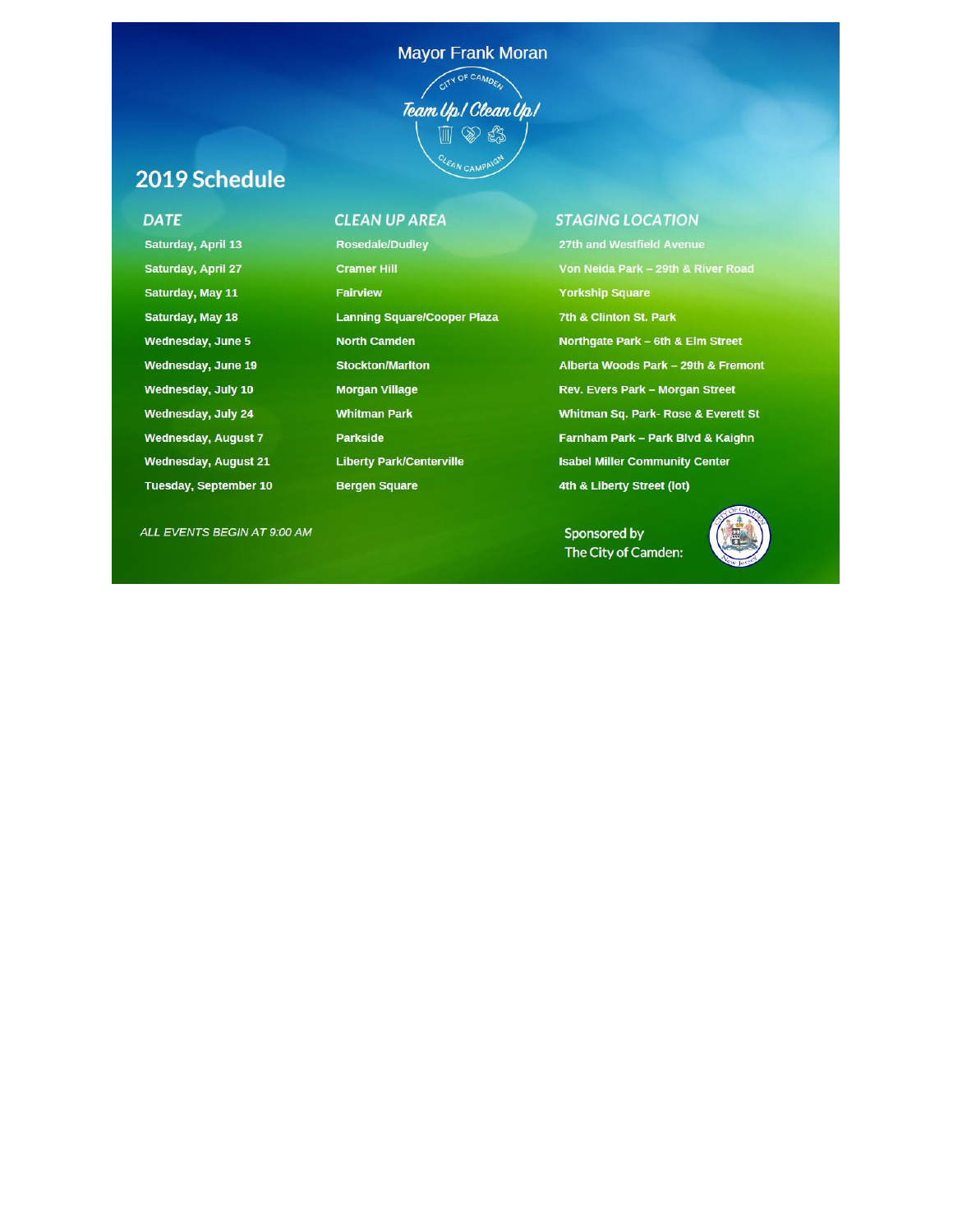Mayor Frank Moran

City of Camden Team Up! Clean Up! Clean Campaign

## 2019 Schedule

| DATE | CLEAN UP AREA | STAGING LOCATION |
|---|---|---|
| Saturday, April 13 | Rosedale/Dudley | 27th and Westfield Avenue |
| Saturday, April 27 | Cramer Hill | Von Neida Park – 29th & River Road |
| Saturday, May 11 | Fairview | Yorkship Square |
| Saturday, May 18 | Lanning Square/Cooper Plaza | 7th & Clinton St. Park |
| Wednesday, June 5 | North Camden | Northgate Park – 6th & Elm Street |
| Wednesday, June 19 | Stockton/Marlton | Alberta Woods Park – 29th & Fremont |
| Wednesday, July 10 | Morgan Village | Rev. Evers Park – Morgan Street |
| Wednesday, July 24 | Whitman Park | Whitman Sq. Park- Rose & Everett St |
| Wednesday, August 7 | Parkside | Farnham Park – Park Blvd & Kaighn |
| Wednesday, August 21 | Liberty Park/Centerville | Isabel Miller Community Center |
| Tuesday, September 10 | Bergen Square | 4th & Liberty Street (lot) |

*ALL EVENTS BEGIN AT 9:00 AM*

Sponsored by
The City of Camden: